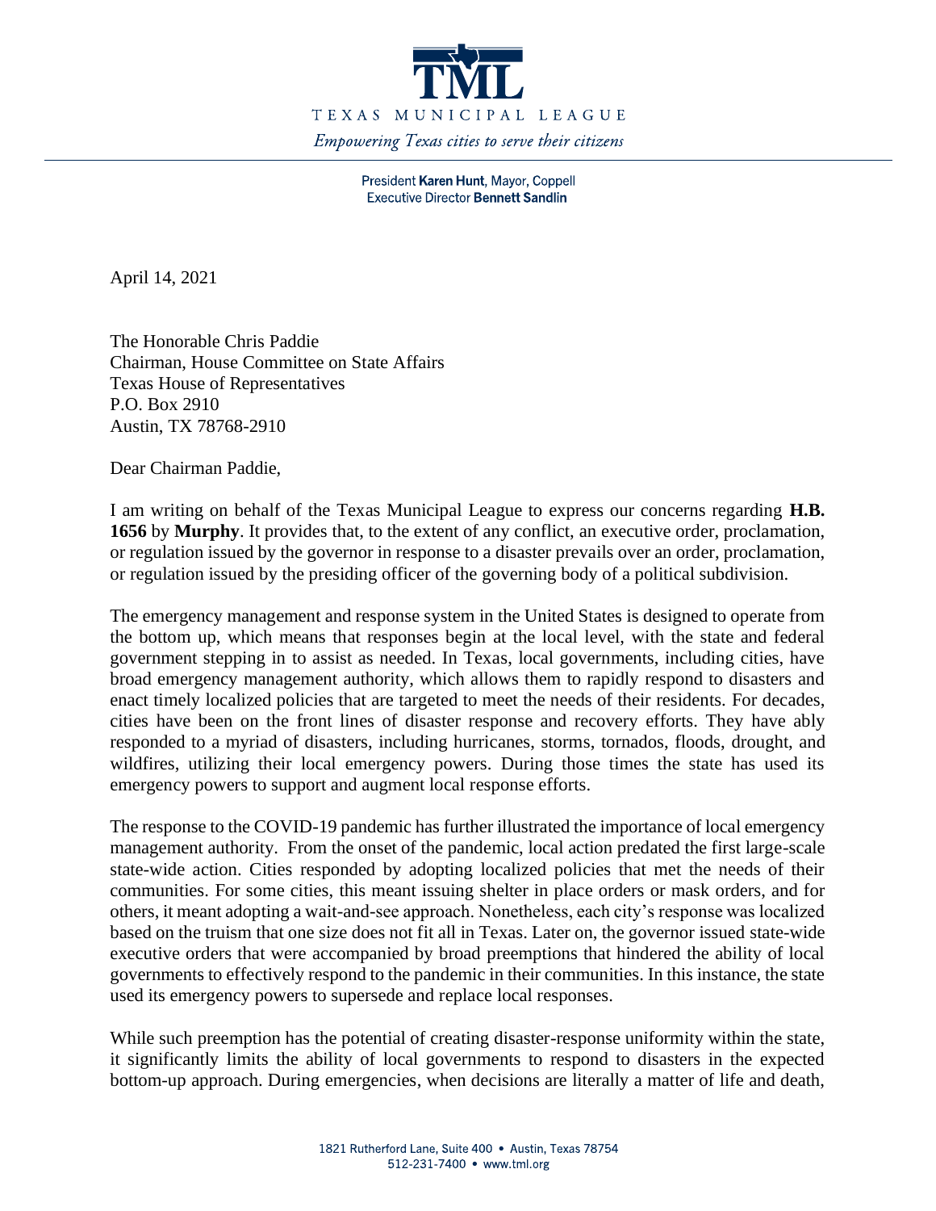# TML

TEXAS MUNICIPAL LEAGUE

*Empowering Texas cities to serve their citizens*

President **Karen Hunt**, Mayor, Coppell
Executive Director **Bennett Sandlin**

April 14, 2021

The Honorable Chris Paddie
Chairman, House Committee on State Affairs
Texas House of Representatives
P.O. Box 2910
Austin, TX 78768-2910

Dear Chairman Paddie,

I am writing on behalf of the Texas Municipal League to express our concerns regarding **H.B. 1656** by **Murphy**. It provides that, to the extent of any conflict, an executive order, proclamation, or regulation issued by the governor in response to a disaster prevails over an order, proclamation, or regulation issued by the presiding officer of the governing body of a political subdivision.

The emergency management and response system in the United States is designed to operate from the bottom up, which means that responses begin at the local level, with the state and federal government stepping in to assist as needed. In Texas, local governments, including cities, have broad emergency management authority, which allows them to rapidly respond to disasters and enact timely localized policies that are targeted to meet the needs of their residents. For decades, cities have been on the front lines of disaster response and recovery efforts. They have ably responded to a myriad of disasters, including hurricanes, storms, tornados, floods, drought, and wildfires, utilizing their local emergency powers. During those times the state has used its emergency powers to support and augment local response efforts.

The response to the COVID-19 pandemic has further illustrated the importance of local emergency management authority. From the onset of the pandemic, local action predated the first large-scale state-wide action. Cities responded by adopting localized policies that met the needs of their communities. For some cities, this meant issuing shelter in place orders or mask orders, and for others, it meant adopting a wait-and-see approach. Nonetheless, each city's response was localized based on the truism that one size does not fit all in Texas. Later on, the governor issued state-wide executive orders that were accompanied by broad preemptions that hindered the ability of local governments to effectively respond to the pandemic in their communities. In this instance, the state used its emergency powers to supersede and replace local responses.

While such preemption has the potential of creating disaster-response uniformity within the state, it significantly limits the ability of local governments to respond to disasters in the expected bottom-up approach. During emergencies, when decisions are literally a matter of life and death,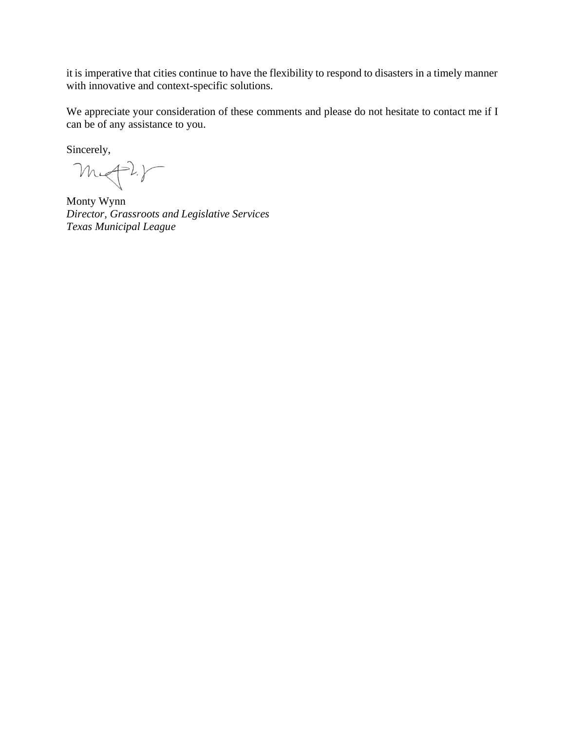it is imperative that cities continue to have the flexibility to respond to disasters in a timely manner with innovative and context-specific solutions.

We appreciate your consideration of these comments and please do not hesitate to contact me if I can be of any assistance to you.

Sincerely,

Monty Wynn
*Director, Grassroots and Legislative Services*
*Texas Municipal League*